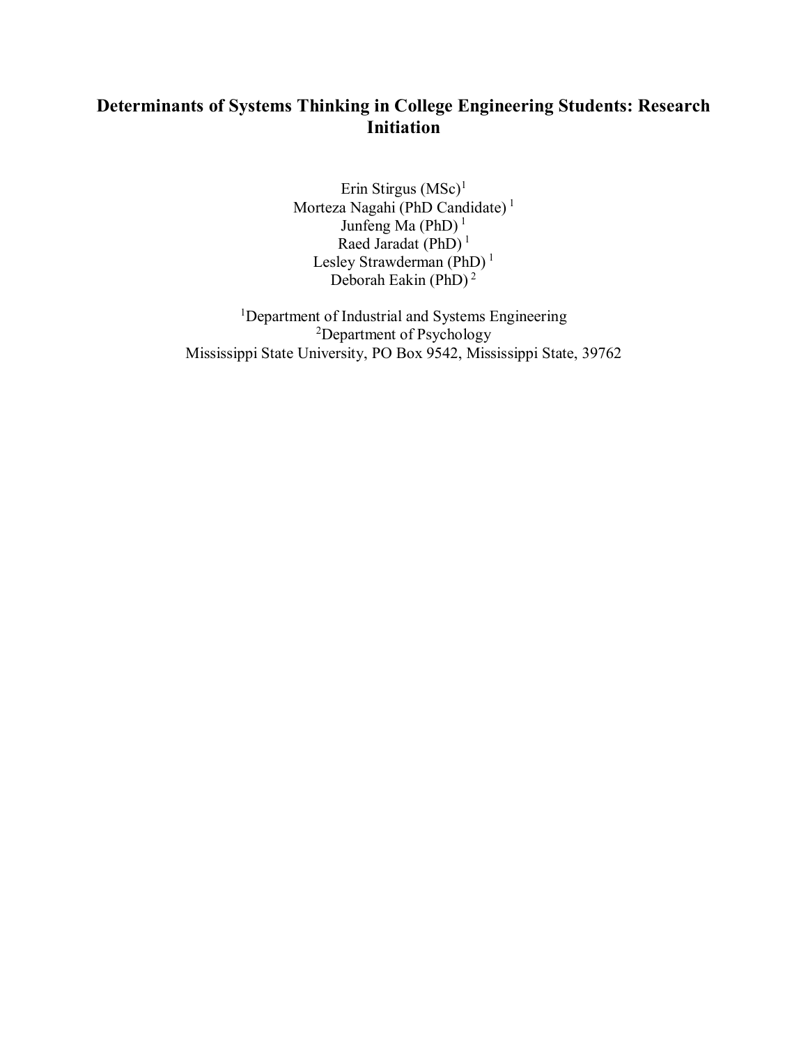# Determinants of Systems Thinking in College Engineering Students: Research Initiation

Erin Stirgus (MSc)[1]
Morteza Nagahi (PhD Candidate)[1]
Junfeng Ma (PhD)[1]
Raed Jaradat (PhD)[1]
Lesley Strawderman (PhD)[1]
Deborah Eakin (PhD)[2]

[1]Department of Industrial and Systems Engineering
[2]Department of Psychology
Mississippi State University, PO Box 9542, Mississippi State, 39762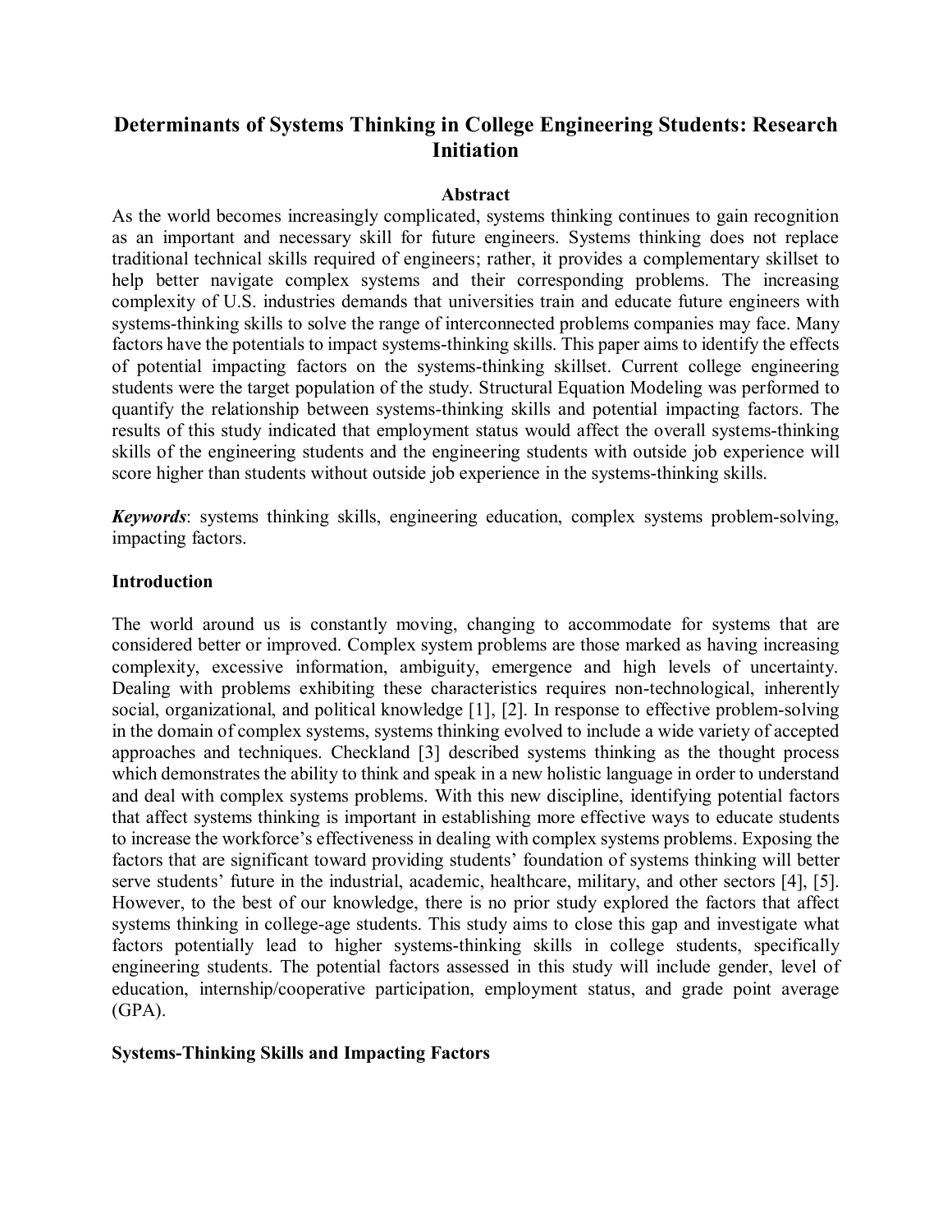# Determinants of Systems Thinking in College Engineering Students: Research Initiation

## Abstract

As the world becomes increasingly complicated, systems thinking continues to gain recognition as an important and necessary skill for future engineers. Systems thinking does not replace traditional technical skills required of engineers; rather, it provides a complementary skillset to help better navigate complex systems and their corresponding problems. The increasing complexity of U.S. industries demands that universities train and educate future engineers with systems-thinking skills to solve the range of interconnected problems companies may face. Many factors have the potentials to impact systems-thinking skills. This paper aims to identify the effects of potential impacting factors on the systems-thinking skillset. Current college engineering students were the target population of the study. Structural Equation Modeling was performed to quantify the relationship between systems-thinking skills and potential impacting factors. The results of this study indicated that employment status would affect the overall systems-thinking skills of the engineering students and the engineering students with outside job experience will score higher than students without outside job experience in the systems-thinking skills.

***Keywords***: systems thinking skills, engineering education, complex systems problem-solving, impacting factors.

## Introduction

The world around us is constantly moving, changing to accommodate for systems that are considered better or improved. Complex system problems are those marked as having increasing complexity, excessive information, ambiguity, emergence and high levels of uncertainty. Dealing with problems exhibiting these characteristics requires non-technological, inherently social, organizational, and political knowledge [1], [2]. In response to effective problem-solving in the domain of complex systems, systems thinking evolved to include a wide variety of accepted approaches and techniques. Checkland [3] described systems thinking as the thought process which demonstrates the ability to think and speak in a new holistic language in order to understand and deal with complex systems problems. With this new discipline, identifying potential factors that affect systems thinking is important in establishing more effective ways to educate students to increase the workforce's effectiveness in dealing with complex systems problems. Exposing the factors that are significant toward providing students' foundation of systems thinking will better serve students' future in the industrial, academic, healthcare, military, and other sectors [4], [5]. However, to the best of our knowledge, there is no prior study explored the factors that affect systems thinking in college-age students. This study aims to close this gap and investigate what factors potentially lead to higher systems-thinking skills in college students, specifically engineering students. The potential factors assessed in this study will include gender, level of education, internship/cooperative participation, employment status, and grade point average (GPA).

## Systems-Thinking Skills and Impacting Factors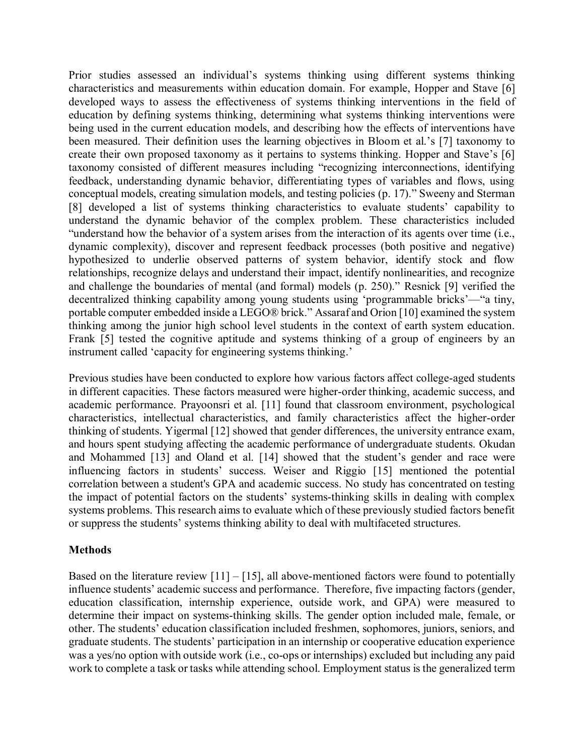Prior studies assessed an individual's systems thinking using different systems thinking characteristics and measurements within education domain. For example, Hopper and Stave [6] developed ways to assess the effectiveness of systems thinking interventions in the field of education by defining systems thinking, determining what systems thinking interventions were being used in the current education models, and describing how the effects of interventions have been measured. Their definition uses the learning objectives in Bloom et al.'s [7] taxonomy to create their own proposed taxonomy as it pertains to systems thinking. Hopper and Stave's [6] taxonomy consisted of different measures including "recognizing interconnections, identifying feedback, understanding dynamic behavior, differentiating types of variables and flows, using conceptual models, creating simulation models, and testing policies (p. 17)." Sweeny and Sterman [8] developed a list of systems thinking characteristics to evaluate students' capability to understand the dynamic behavior of the complex problem. These characteristics included "understand how the behavior of a system arises from the interaction of its agents over time (i.e., dynamic complexity), discover and represent feedback processes (both positive and negative) hypothesized to underlie observed patterns of system behavior, identify stock and flow relationships, recognize delays and understand their impact, identify nonlinearities, and recognize and challenge the boundaries of mental (and formal) models (p. 250)." Resnick [9] verified the decentralized thinking capability among young students using 'programmable bricks'—"a tiny, portable computer embedded inside a LEGO® brick." Assaraf and Orion [10] examined the system thinking among the junior high school level students in the context of earth system education. Frank [5] tested the cognitive aptitude and systems thinking of a group of engineers by an instrument called 'capacity for engineering systems thinking.'

Previous studies have been conducted to explore how various factors affect college-aged students in different capacities. These factors measured were higher-order thinking, academic success, and academic performance. Prayoonsri et al. [11] found that classroom environment, psychological characteristics, intellectual characteristics, and family characteristics affect the higher-order thinking of students. Yigermal [12] showed that gender differences, the university entrance exam, and hours spent studying affecting the academic performance of undergraduate students. Okudan and Mohammed [13] and Oland et al. [14] showed that the student's gender and race were influencing factors in students' success. Weiser and Riggio [15] mentioned the potential correlation between a student's GPA and academic success. No study has concentrated on testing the impact of potential factors on the students' systems-thinking skills in dealing with complex systems problems. This research aims to evaluate which of these previously studied factors benefit or suppress the students' systems thinking ability to deal with multifaceted structures.

## Methods

Based on the literature review [11] – [15], all above-mentioned factors were found to potentially influence students' academic success and performance. Therefore, five impacting factors (gender, education classification, internship experience, outside work, and GPA) were measured to determine their impact on systems-thinking skills. The gender option included male, female, or other. The students' education classification included freshmen, sophomores, juniors, seniors, and graduate students. The students' participation in an internship or cooperative education experience was a yes/no option with outside work (i.e., co-ops or internships) excluded but including any paid work to complete a task or tasks while attending school. Employment status is the generalized term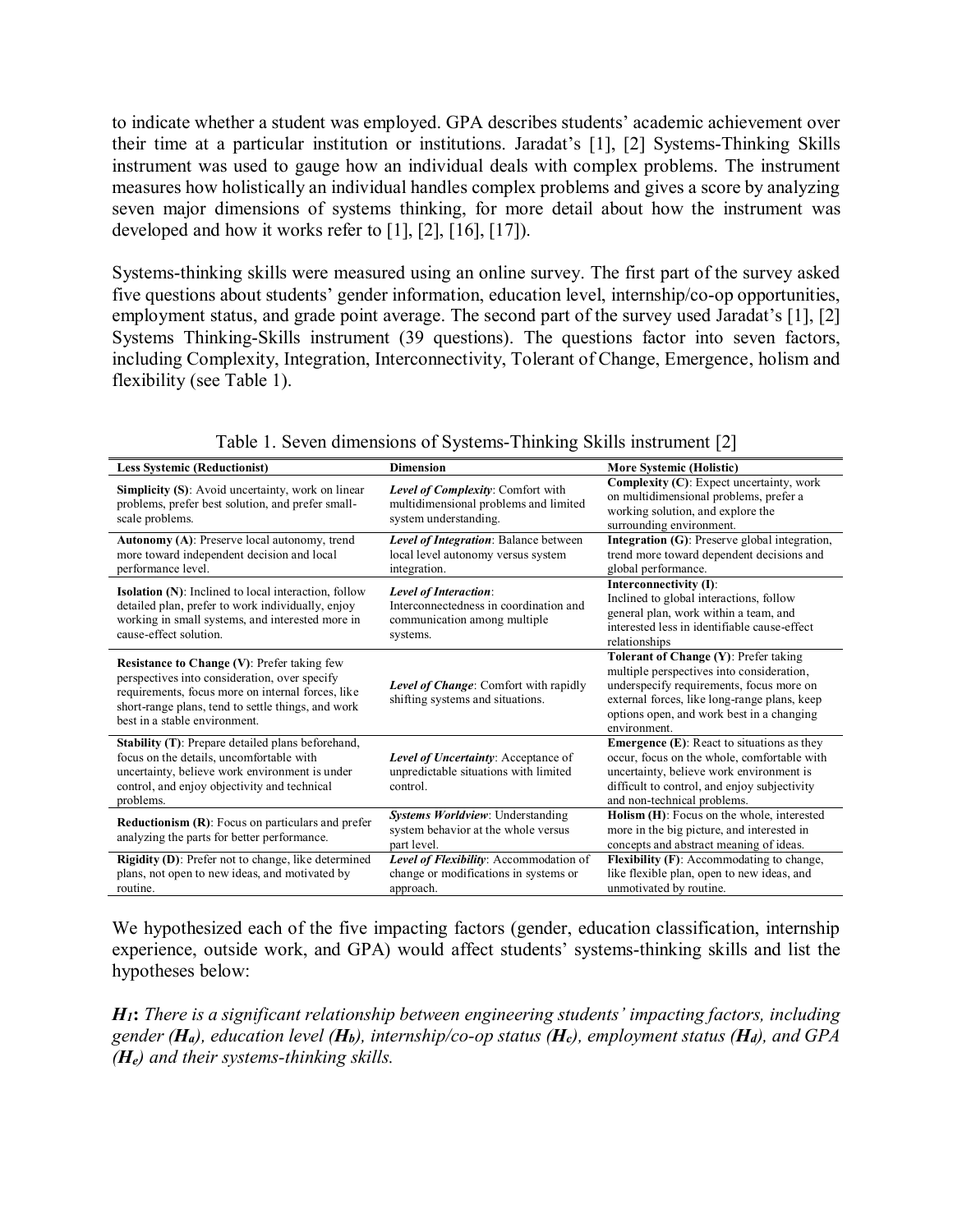to indicate whether a student was employed. GPA describes students' academic achievement over their time at a particular institution or institutions. Jaradat's [1], [2] Systems-Thinking Skills instrument was used to gauge how an individual deals with complex problems. The instrument measures how holistically an individual handles complex problems and gives a score by analyzing seven major dimensions of systems thinking, for more detail about how the instrument was developed and how it works refer to [1], [2], [16], [17]).

Systems-thinking skills were measured using an online survey. The first part of the survey asked five questions about students' gender information, education level, internship/co-op opportunities, employment status, and grade point average. The second part of the survey used Jaradat's [1], [2] Systems Thinking-Skills instrument (39 questions). The questions factor into seven factors, including Complexity, Integration, Interconnectivity, Tolerant of Change, Emergence, holism and flexibility (see Table 1).

Table 1. Seven dimensions of Systems-Thinking Skills instrument [2]

| Less Systemic (Reductionist) | Dimension | More Systemic (Holistic) |
|---|---|---|
| **Simplicity (S)**: Avoid uncertainty, work on linear problems, prefer best solution, and prefer small-scale problems. | ***Level of Complexity***: Comfort with multidimensional problems and limited system understanding. | **Complexity (C)**: Expect uncertainty, work on multidimensional problems, prefer a working solution, and explore the surrounding environment. |
| **Autonomy (A)**: Preserve local autonomy, trend more toward independent decision and local performance level. | ***Level of Integration***: Balance between local level autonomy versus system integration. | **Integration (G)**: Preserve global integration, trend more toward dependent decisions and global performance. |
| **Isolation (N)**: Inclined to local interaction, follow detailed plan, prefer to work individually, enjoy working in small systems, and interested more in cause-effect solution. | ***Level of Interaction***: Interconnectedness in coordination and communication among multiple systems. | **Interconnectivity (I)**: Inclined to global interactions, follow general plan, work within a team, and interested less in identifiable cause-effect relationships |
| **Resistance to Change (V)**: Prefer taking few perspectives into consideration, over specify requirements, focus more on internal forces, like short-range plans, tend to settle things, and work best in a stable environment. | ***Level of Change***: Comfort with rapidly shifting systems and situations. | **Tolerant of Change (Y)**: Prefer taking multiple perspectives into consideration, underspecify requirements, focus more on external forces, like long-range plans, keep options open, and work best in a changing environment. |
| **Stability (T)**: Prepare detailed plans beforehand, focus on the details, uncomfortable with uncertainty, believe work environment is under control, and enjoy objectivity and technical problems. | ***Level of Uncertainty***: Acceptance of unpredictable situations with limited control. | **Emergence (E)**: React to situations as they occur, focus on the whole, comfortable with uncertainty, believe work environment is difficult to control, and enjoy subjectivity and non-technical problems. |
| **Reductionism (R)**: Focus on particulars and prefer analyzing the parts for better performance. | ***Systems Worldview***: Understanding system behavior at the whole versus part level. | **Holism (H)**: Focus on the whole, interested more in the big picture, and interested in concepts and abstract meaning of ideas. |
| **Rigidity (D)**: Prefer not to change, like determined plans, not open to new ideas, and motivated by routine. | ***Level of Flexibility***: Accommodation of change or modifications in systems or approach. | **Flexibility (F)**: Accommodating to change, like flexible plan, open to new ideas, and unmotivated by routine. |

We hypothesized each of the five impacting factors (gender, education classification, internship experience, outside work, and GPA) would affect students' systems-thinking skills and list the hypotheses below:

***$H_1$*****:** *There is a significant relationship between engineering students' impacting factors, including gender (**$H_a$**), education level (**$H_b$**), internship/co-op status (**$H_c$**), employment status (**$H_d$**), and GPA (**$H_e$**) and their systems-thinking skills.*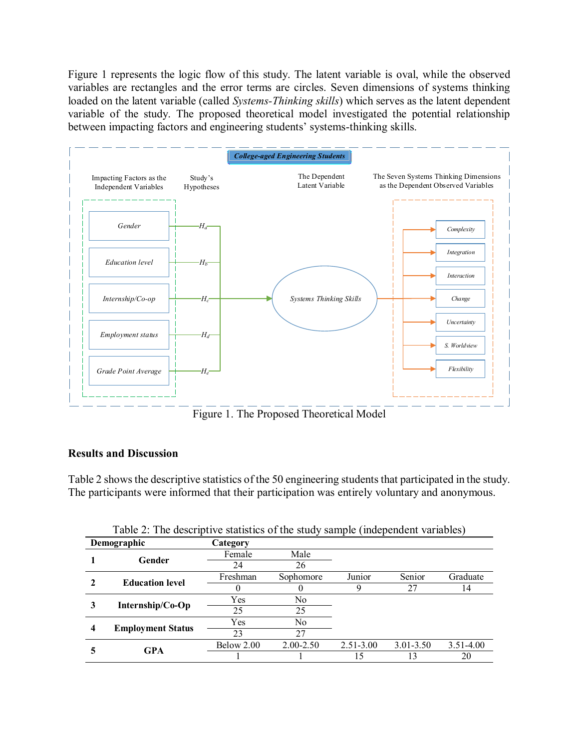Figure 1 represents the logic flow of this study. The latent variable is oval, while the observed variables are rectangles and the error terms are circles. Seven dimensions of systems thinking loaded on the latent variable (called *Systems-Thinking skills*) which serves as the latent dependent variable of the study. The proposed theoretical model investigated the potential relationship between impacting factors and engineering students' systems-thinking skills.

College-aged Engineering Students

Impacting Factors as the Independent Variables

Study's Hypotheses

The Dependent Latent Variable

The Seven Systems Thinking Dimensions as the Dependent Observed Variables

Gender

Education level

Internship/Co-op

Employment status

Grade Point Average

$H_a$

$H_b$

$H_c$

$H_d$

$H_e$

Systems Thinking Skills

Complexity

Integration

Interaction

Change

Uncertainty

S. Worldview

Flexibility

Figure 1. The Proposed Theoretical Model

## Results and Discussion

Table 2 shows the descriptive statistics of the 50 engineering students that participated in the study. The participants were informed that their participation was entirely voluntary and anonymous.

Table 2: The descriptive statistics of the study sample (independent variables)

| | Demographic | Category | | | | |
|---|---|---|---|---|---|---|
| 1 | Gender | Female | Male | | | |
| | | 24 | 26 | | | |
| 2 | Education level | Freshman | Sophomore | Junior | Senior | Graduate |
| | | 0 | 0 | 9 | 27 | 14 |
| 3 | Internship/Co-Op | Yes | No | | | |
| | | 25 | 25 | | | |
| 4 | Employment Status | Yes | No | | | |
| | | 23 | 27 | | | |
| 5 | GPA | Below 2.00 | 2.00-2.50 | 2.51-3.00 | 3.01-3.50 | 3.51-4.00 |
| | | 1 | 1 | 15 | 13 | 20 |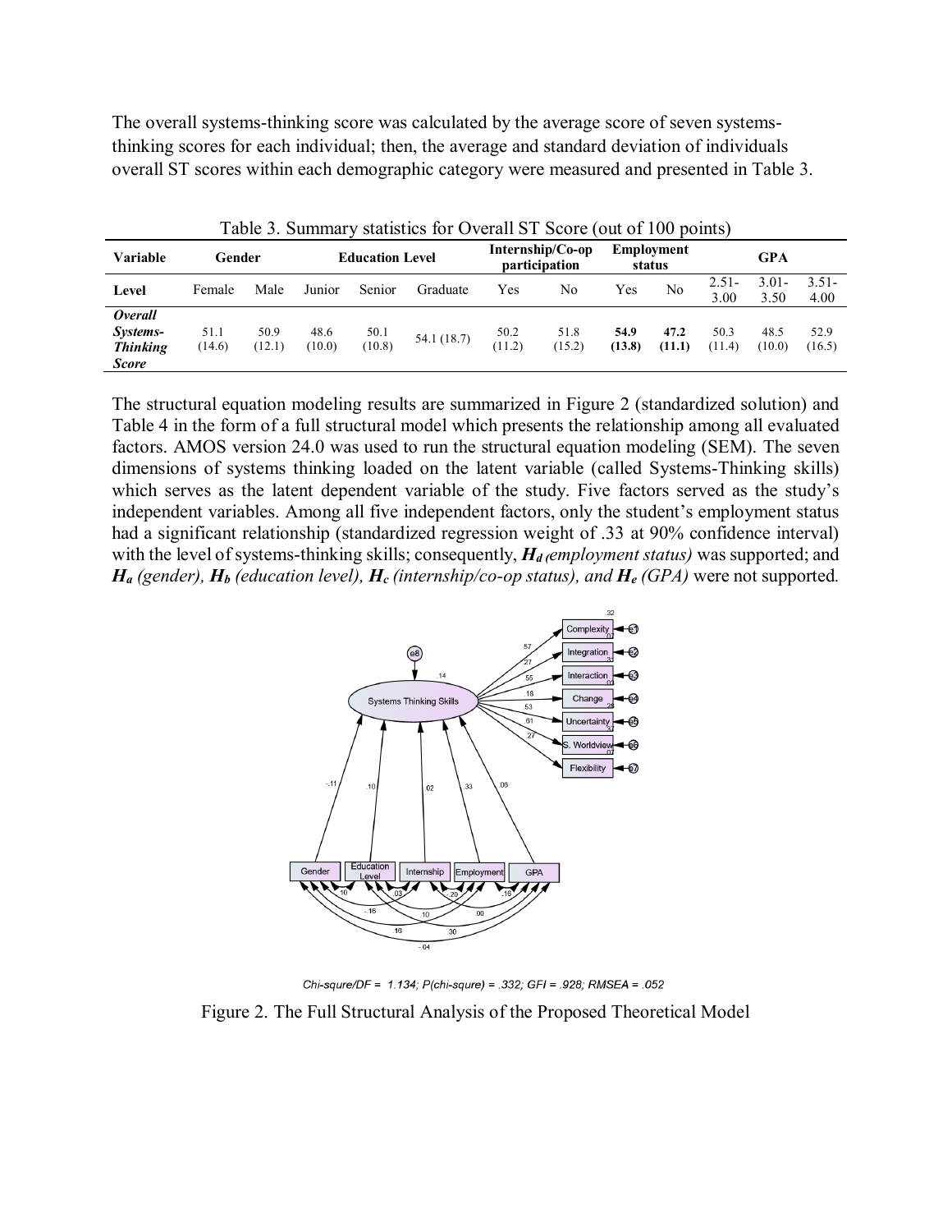The overall systems-thinking score was calculated by the average score of seven systems-thinking scores for each individual; then, the average and standard deviation of individuals overall ST scores within each demographic category were measured and presented in Table 3.

Table 3. Summary statistics for Overall ST Score (out of 100 points)

| Variable | Gender | | Education Level | | | Internship/Co-op participation | | Employment status | | GPA | | |
|---|---|---|---|---|---|---|---|---|---|---|---|---|
| Level | Female | Male | Junior | Senior | Graduate | Yes | No | Yes | No | 2.51-3.00 | 3.01-3.50 | 3.51-4.00 |
| ***Overall Systems-Thinking Score*** | 51.1 (14.6) | 50.9 (12.1) | 48.6 (10.0) | 50.1 (10.8) | 54.1 (18.7) | 50.2 (11.2) | 51.8 (15.2) | **54.9 (13.8)** | **47.2 (11.1)** | 50.3 (11.4) | 48.5 (10.0) | 52.9 (16.5) |

The structural equation modeling results are summarized in Figure 2 (standardized solution) and Table 4 in the form of a full structural model which presents the relationship among all evaluated factors. AMOS version 24.0 was used to run the structural equation modeling (SEM). The seven dimensions of systems thinking loaded on the latent variable (called Systems-Thinking skills) which serves as the latent dependent variable of the study. Five factors served as the study's independent variables. Among all five independent factors, only the student's employment status had a significant relationship (standardized regression weight of .33 at 90% confidence interval) with the level of systems-thinking skills; consequently, $\boldsymbol{H_d}$ *(employment status)* was supported; and $\boldsymbol{H_a}$ *(gender)*, $\boldsymbol{H_b}$ *(education level)*, $\boldsymbol{H_c}$ *(internship/co-op status), and* $\boldsymbol{H_e}$ *(GPA)* were not supported.

Systems Thinking Skills
e8
.14
Complexity
Integration
Interaction
Change
Uncertainty
S. Worldview
Flexibility
.57 .27 .55 .18 .53 .61 .27
.32 .07 .32 .03 .28 .37 .07
-.11 .10 .02 .33 .06
Gender
Education Level
Internship
Employment
GPA
.10 .03 .20 .16 -.16 .10 .00 .16 .30 -.04

Chi-squre/DF = 1.134; P(chi-squre) = .332; GFI = .928; RMSEA = .052

Figure 2. The Full Structural Analysis of the Proposed Theoretical Model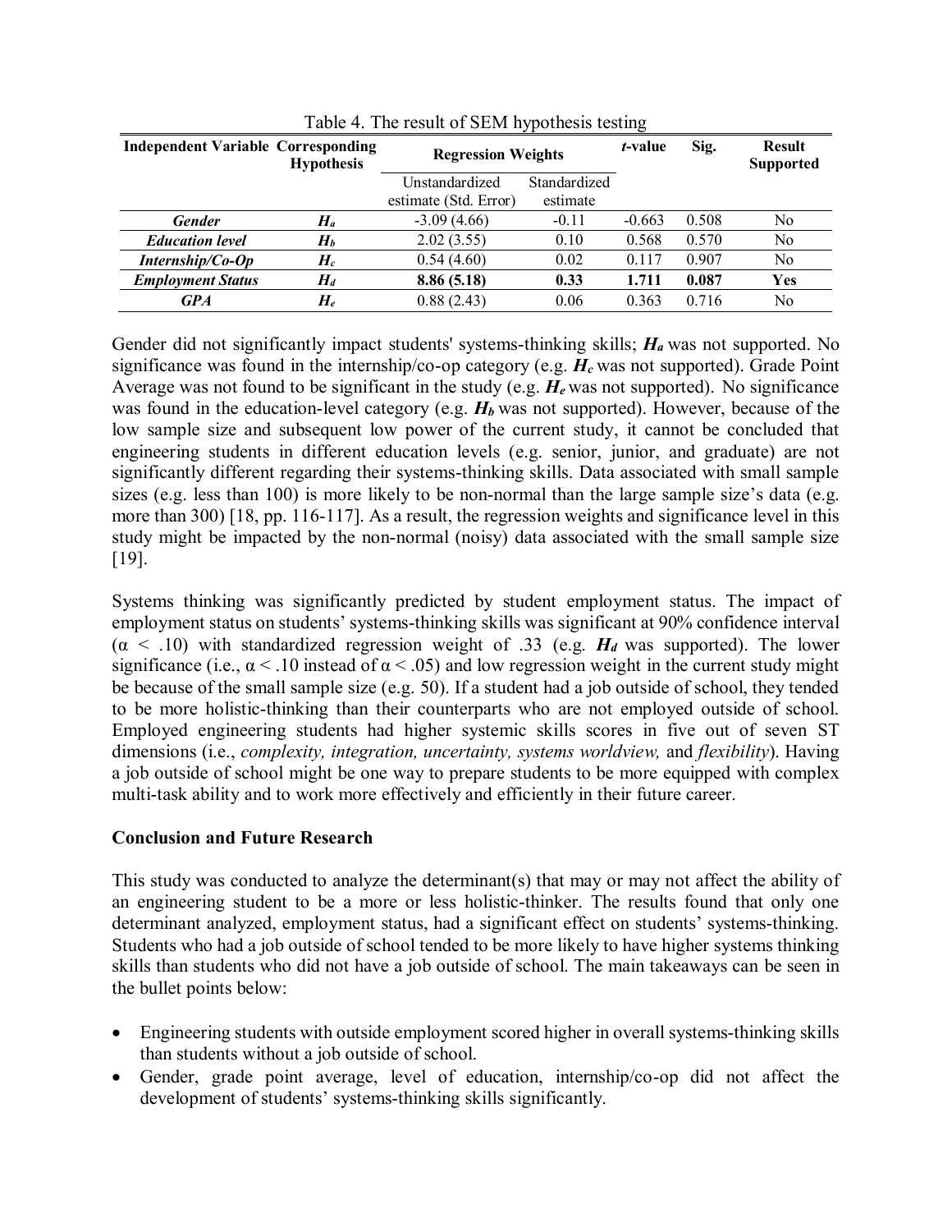Table 4. The result of SEM hypothesis testing

| Independent Variable | Corresponding Hypothesis | Regression Weights | | *t*-value | Sig. | Result Supported |
|---|---|---|---|---|---|---|
| | | Unstandardized estimate (Std. Error) | Standardized estimate | | | |
| ***Gender*** | $H_a$ | -3.09 (4.66) | -0.11 | -0.663 | 0.508 | No |
| ***Education level*** | $H_b$ | 2.02 (3.55) | 0.10 | 0.568 | 0.570 | No |
| ***Internship/Co-Op*** | $H_c$ | 0.54 (4.60) | 0.02 | 0.117 | 0.907 | No |
| ***Employment Status*** | $H_d$ | **8.86 (5.18)** | **0.33** | **1.711** | **0.087** | **Yes** |
| ***GPA*** | $H_e$ | 0.88 (2.43) | 0.06 | 0.363 | 0.716 | No |

Gender did not significantly impact students' systems-thinking skills; $H_a$ was not supported. No significance was found in the internship/co-op category (e.g. $H_c$ was not supported). Grade Point Average was not found to be significant in the study (e.g. $H_e$ was not supported). No significance was found in the education-level category (e.g. $H_b$ was not supported). However, because of the low sample size and subsequent low power of the current study, it cannot be concluded that engineering students in different education levels (e.g. senior, junior, and graduate) are not significantly different regarding their systems-thinking skills. Data associated with small sample sizes (e.g. less than 100) is more likely to be non-normal than the large sample size's data (e.g. more than 300) [18, pp. 116-117]. As a result, the regression weights and significance level in this study might be impacted by the non-normal (noisy) data associated with the small sample size [19].

Systems thinking was significantly predicted by student employment status. The impact of employment status on students' systems-thinking skills was significant at 90% confidence interval ($\alpha < .10$) with standardized regression weight of .33 (e.g. $H_d$ was supported). The lower significance (i.e., $\alpha < .10$ instead of $\alpha < .05$) and low regression weight in the current study might be because of the small sample size (e.g. 50). If a student had a job outside of school, they tended to be more holistic-thinking than their counterparts who are not employed outside of school. Employed engineering students had higher systemic skills scores in five out of seven ST dimensions (i.e., *complexity, integration, uncertainty, systems worldview,* and *flexibility*). Having a job outside of school might be one way to prepare students to be more equipped with complex multi-task ability and to work more effectively and efficiently in their future career.

## Conclusion and Future Research

This study was conducted to analyze the determinant(s) that may or may not affect the ability of an engineering student to be a more or less holistic-thinker. The results found that only one determinant analyzed, employment status, had a significant effect on students' systems-thinking. Students who had a job outside of school tended to be more likely to have higher systems thinking skills than students who did not have a job outside of school. The main takeaways can be seen in the bullet points below:

- Engineering students with outside employment scored higher in overall systems-thinking skills than students without a job outside of school.
- Gender, grade point average, level of education, internship/co-op did not affect the development of students' systems-thinking skills significantly.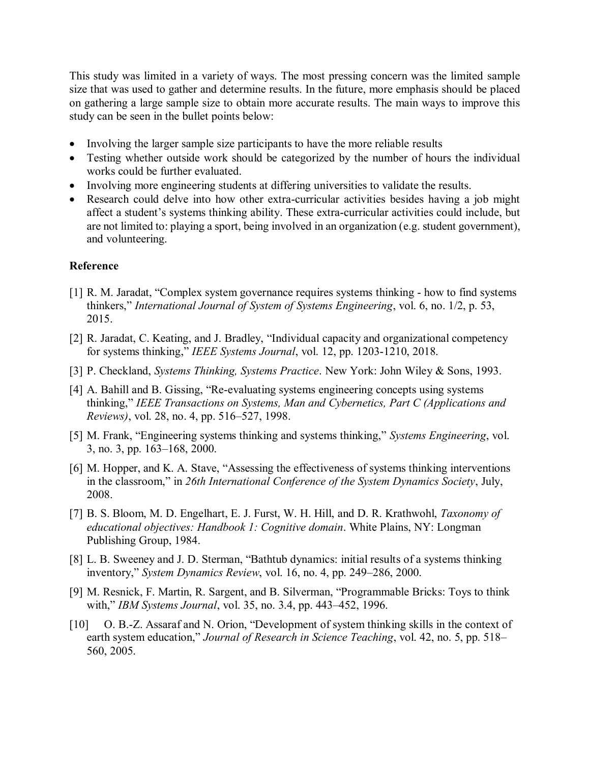This study was limited in a variety of ways. The most pressing concern was the limited sample size that was used to gather and determine results. In the future, more emphasis should be placed on gathering a large sample size to obtain more accurate results. The main ways to improve this study can be seen in the bullet points below:

- Involving the larger sample size participants to have the more reliable results
- Testing whether outside work should be categorized by the number of hours the individual works could be further evaluated.
- Involving more engineering students at differing universities to validate the results.
- Research could delve into how other extra-curricular activities besides having a job might affect a student's systems thinking ability. These extra-curricular activities could include, but are not limited to: playing a sport, being involved in an organization (e.g. student government), and volunteering.

**Reference**

[1] R. M. Jaradat, "Complex system governance requires systems thinking - how to find systems thinkers," *International Journal of System of Systems Engineering*, vol. 6, no. 1/2, p. 53, 2015.

[2] R. Jaradat, C. Keating, and J. Bradley, "Individual capacity and organizational competency for systems thinking," *IEEE Systems Journal*, vol. 12, pp. 1203-1210, 2018.

[3] P. Checkland, *Systems Thinking, Systems Practice*. New York: John Wiley & Sons, 1993.

[4] A. Bahill and B. Gissing, "Re-evaluating systems engineering concepts using systems thinking," *IEEE Transactions on Systems, Man and Cybernetics, Part C (Applications and Reviews)*, vol. 28, no. 4, pp. 516–527, 1998.

[5] M. Frank, "Engineering systems thinking and systems thinking," *Systems Engineering*, vol. 3, no. 3, pp. 163–168, 2000.

[6] M. Hopper, and K. A. Stave, "Assessing the effectiveness of systems thinking interventions in the classroom," in *26th International Conference of the System Dynamics Society*, July, 2008.

[7] B. S. Bloom, M. D. Engelhart, E. J. Furst, W. H. Hill, and D. R. Krathwohl, *Taxonomy of educational objectives: Handbook 1: Cognitive domain*. White Plains, NY: Longman Publishing Group, 1984.

[8] L. B. Sweeney and J. D. Sterman, "Bathtub dynamics: initial results of a systems thinking inventory," *System Dynamics Review*, vol. 16, no. 4, pp. 249–286, 2000.

[9] M. Resnick, F. Martin, R. Sargent, and B. Silverman, "Programmable Bricks: Toys to think with," *IBM Systems Journal*, vol. 35, no. 3.4, pp. 443–452, 1996.

[10] O. B.-Z. Assaraf and N. Orion, "Development of system thinking skills in the context of earth system education," *Journal of Research in Science Teaching*, vol. 42, no. 5, pp. 518–560, 2005.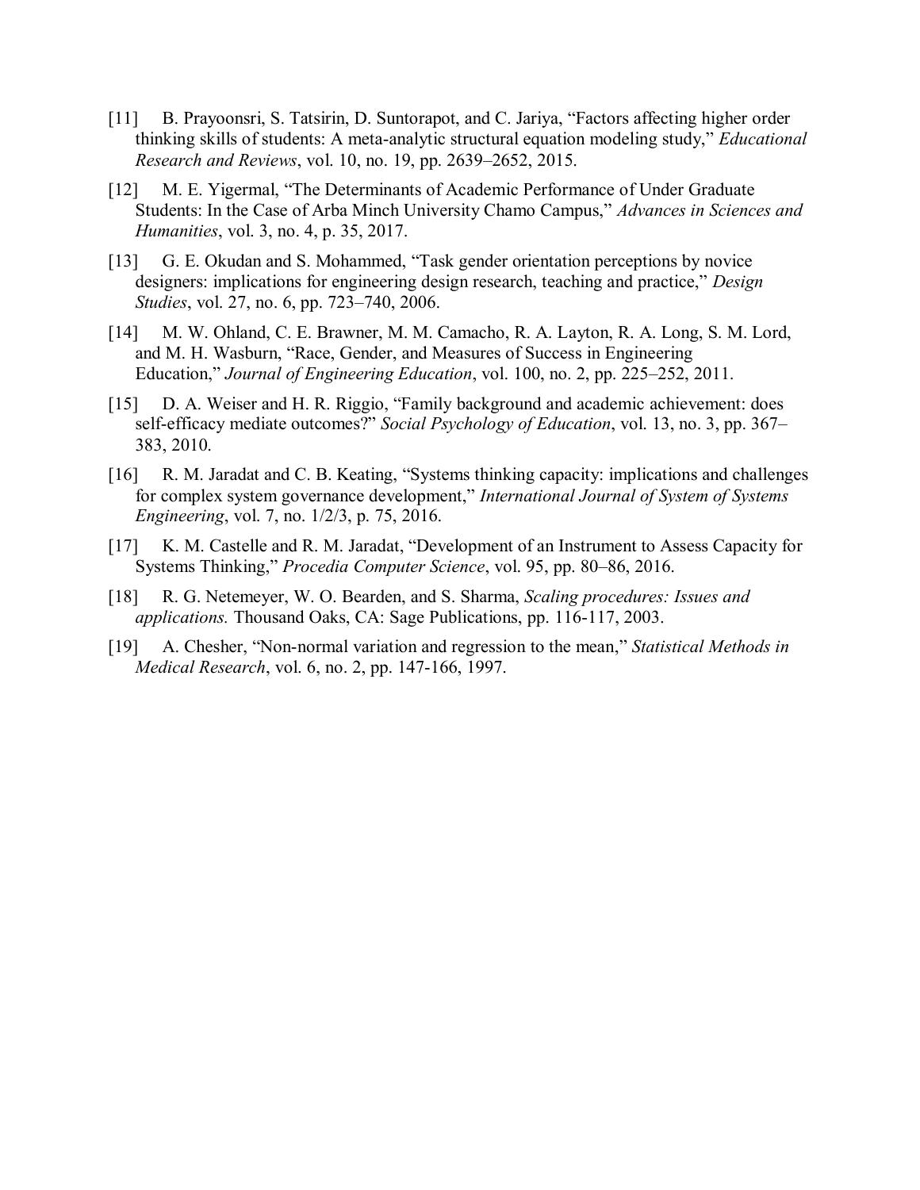[11] B. Prayoonsri, S. Tatsirin, D. Suntorapot, and C. Jariya, "Factors affecting higher order thinking skills of students: A meta-analytic structural equation modeling study," *Educational Research and Reviews*, vol. 10, no. 19, pp. 2639–2652, 2015.

[12] M. E. Yigermal, "The Determinants of Academic Performance of Under Graduate Students: In the Case of Arba Minch University Chamo Campus," *Advances in Sciences and Humanities*, vol. 3, no. 4, p. 35, 2017.

[13] G. E. Okudan and S. Mohammed, "Task gender orientation perceptions by novice designers: implications for engineering design research, teaching and practice," *Design Studies*, vol. 27, no. 6, pp. 723–740, 2006.

[14] M. W. Ohland, C. E. Brawner, M. M. Camacho, R. A. Layton, R. A. Long, S. M. Lord, and M. H. Wasburn, "Race, Gender, and Measures of Success in Engineering Education," *Journal of Engineering Education*, vol. 100, no. 2, pp. 225–252, 2011.

[15] D. A. Weiser and H. R. Riggio, "Family background and academic achievement: does self-efficacy mediate outcomes?" *Social Psychology of Education*, vol. 13, no. 3, pp. 367–383, 2010.

[16] R. M. Jaradat and C. B. Keating, "Systems thinking capacity: implications and challenges for complex system governance development," *International Journal of System of Systems Engineering*, vol. 7, no. 1/2/3, p. 75, 2016.

[17] K. M. Castelle and R. M. Jaradat, "Development of an Instrument to Assess Capacity for Systems Thinking," *Procedia Computer Science*, vol. 95, pp. 80–86, 2016.

[18] R. G. Netemeyer, W. O. Bearden, and S. Sharma, *Scaling procedures: Issues and applications.* Thousand Oaks, CA: Sage Publications, pp. 116-117, 2003.

[19] A. Chesher, "Non-normal variation and regression to the mean," *Statistical Methods in Medical Research*, vol. 6, no. 2, pp. 147-166, 1997.